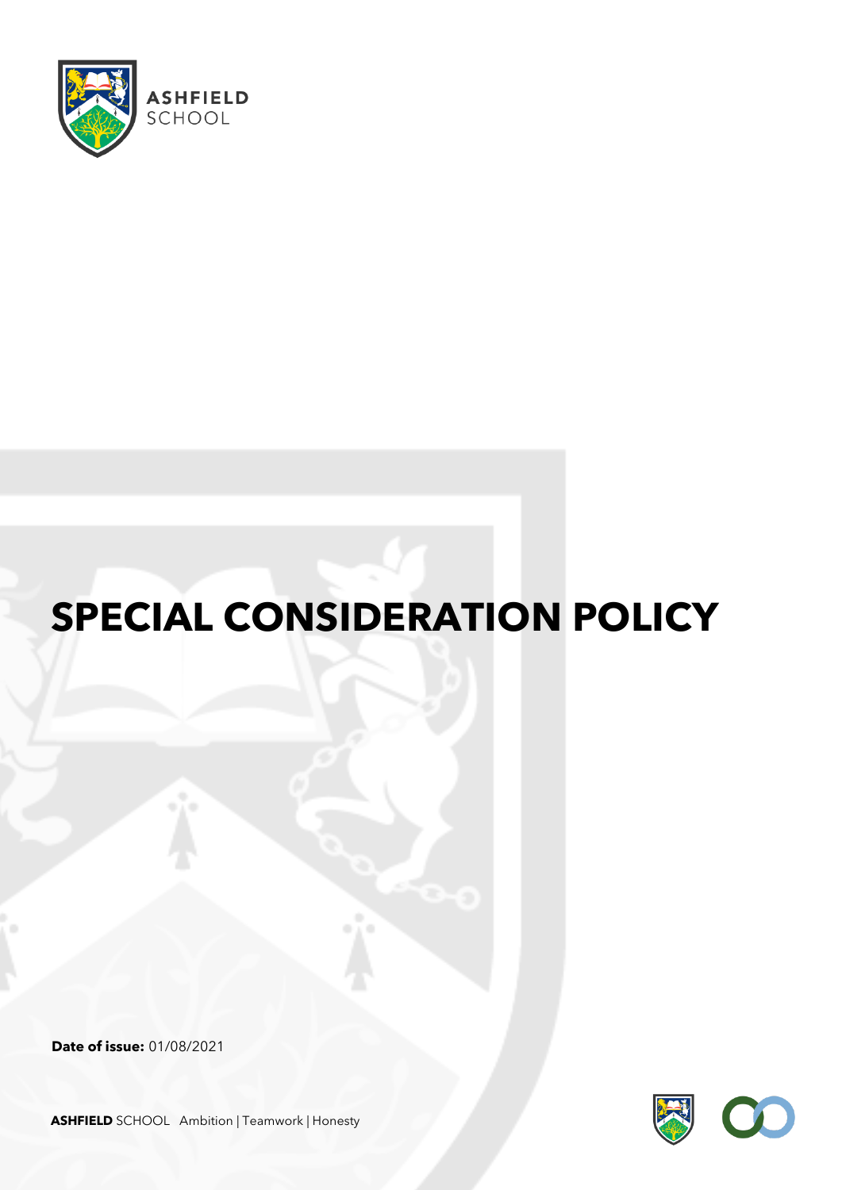ASHFIELD SCHOOL

# SPECIAL CONSIDERATION POLICY

**Date of issue:** 01/08/2021

**ASHFIELD** SCHOOL Ambition | Teamwork | Honesty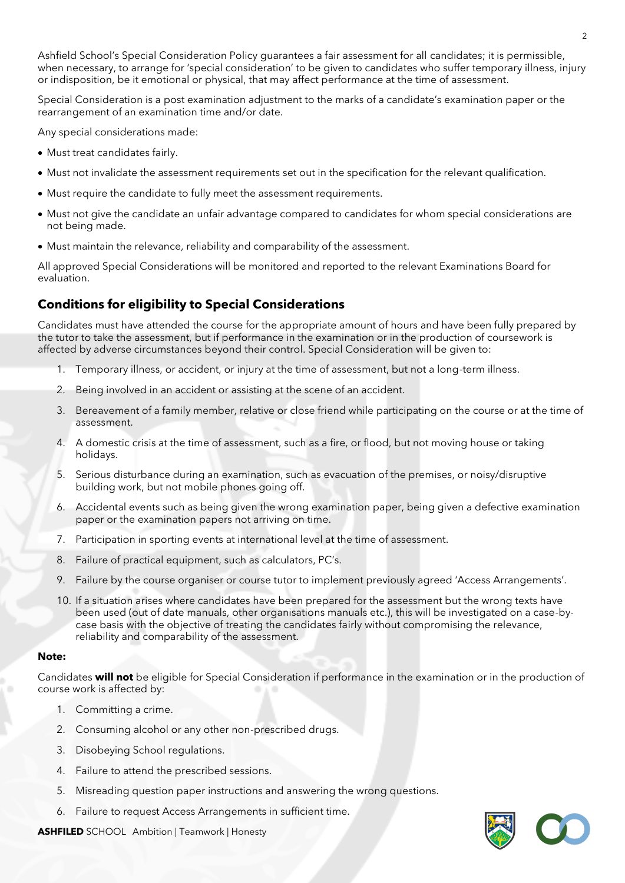Ashfield School's Special Consideration Policy guarantees a fair assessment for all candidates; it is permissible, when necessary, to arrange for 'special consideration' to be given to candidates who suffer temporary illness, injury or indisposition, be it emotional or physical, that may affect performance at the time of assessment.

Special Consideration is a post examination adjustment to the marks of a candidate's examination paper or the rearrangement of an examination time and/or date.

Any special considerations made:

- Must treat candidates fairly.
- Must not invalidate the assessment requirements set out in the specification for the relevant qualification.
- Must require the candidate to fully meet the assessment requirements.
- Must not give the candidate an unfair advantage compared to candidates for whom special considerations are not being made.
- Must maintain the relevance, reliability and comparability of the assessment.

All approved Special Considerations will be monitored and reported to the relevant Examinations Board for evaluation.

## Conditions for eligibility to Special Considerations

Candidates must have attended the course for the appropriate amount of hours and have been fully prepared by the tutor to take the assessment, but if performance in the examination or in the production of coursework is affected by adverse circumstances beyond their control. Special Consideration will be given to:

1. Temporary illness, or accident, or injury at the time of assessment, but not a long-term illness.
2. Being involved in an accident or assisting at the scene of an accident.
3. Bereavement of a family member, relative or close friend while participating on the course or at the time of assessment.
4. A domestic crisis at the time of assessment, such as a fire, or flood, but not moving house or taking holidays.
5. Serious disturbance during an examination, such as evacuation of the premises, or noisy/disruptive building work, but not mobile phones going off.
6. Accidental events such as being given the wrong examination paper, being given a defective examination paper or the examination papers not arriving on time.
7. Participation in sporting events at international level at the time of assessment.
8. Failure of practical equipment, such as calculators, PC's.
9. Failure by the course organiser or course tutor to implement previously agreed 'Access Arrangements'.
10. If a situation arises where candidates have been prepared for the assessment but the wrong texts have been used (out of date manuals, other organisations manuals etc.), this will be investigated on a case-by-case basis with the objective of treating the candidates fairly without compromising the relevance, reliability and comparability of the assessment.

**Note:**

Candidates **will not** be eligible for Special Consideration if performance in the examination or in the production of course work is affected by:

1. Committing a crime.
2. Consuming alcohol or any other non-prescribed drugs.
3. Disobeying School regulations.
4. Failure to attend the prescribed sessions.
5. Misreading question paper instructions and answering the wrong questions.
6. Failure to request Access Arrangements in sufficient time.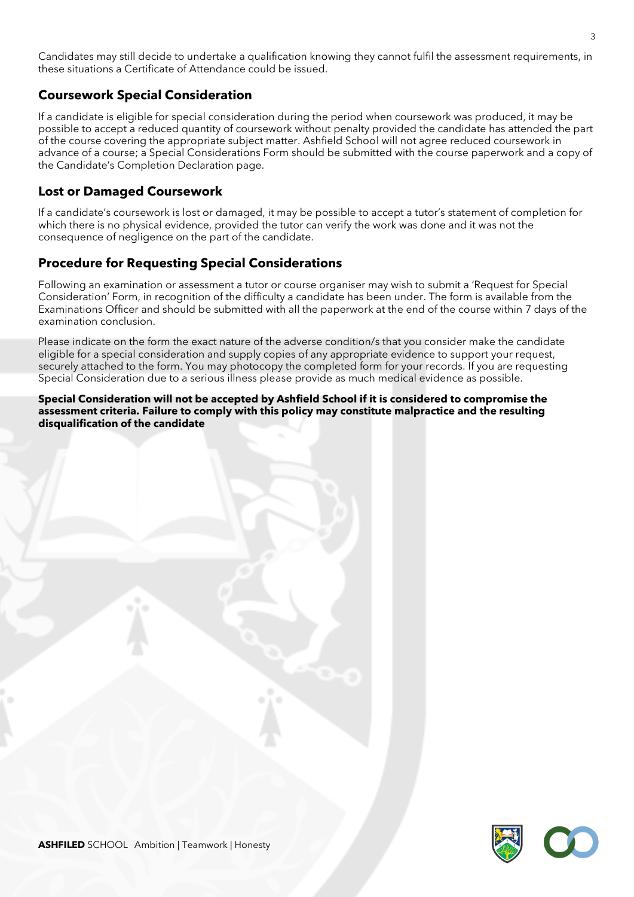Candidates may still decide to undertake a qualification knowing they cannot fulfil the assessment requirements, in these situations a Certificate of Attendance could be issued.

## Coursework Special Consideration

If a candidate is eligible for special consideration during the period when coursework was produced, it may be possible to accept a reduced quantity of coursework without penalty provided the candidate has attended the part of the course covering the appropriate subject matter. Ashfield School will not agree reduced coursework in advance of a course; a Special Considerations Form should be submitted with the course paperwork and a copy of the Candidate's Completion Declaration page.

## Lost or Damaged Coursework

If a candidate's coursework is lost or damaged, it may be possible to accept a tutor's statement of completion for which there is no physical evidence, provided the tutor can verify the work was done and it was not the consequence of negligence on the part of the candidate.

## Procedure for Requesting Special Considerations

Following an examination or assessment a tutor or course organiser may wish to submit a 'Request for Special Consideration' Form, in recognition of the difficulty a candidate has been under. The form is available from the Examinations Officer and should be submitted with all the paperwork at the end of the course within 7 days of the examination conclusion.

Please indicate on the form the exact nature of the adverse condition/s that you consider make the candidate eligible for a special consideration and supply copies of any appropriate evidence to support your request, securely attached to the form. You may photocopy the completed form for your records. If you are requesting Special Consideration due to a serious illness please provide as much medical evidence as possible.

**Special Consideration will not be accepted by Ashfield School if it is considered to compromise the assessment criteria. Failure to comply with this policy may constitute malpractice and the resulting disqualification of the candidate**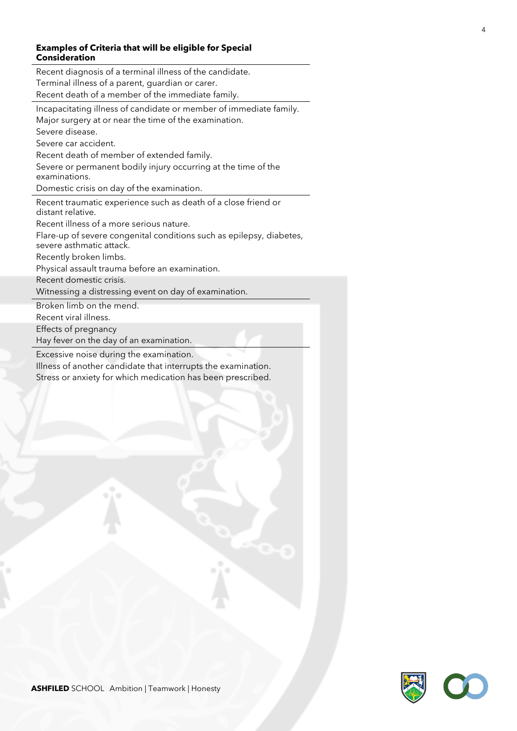**Examples of Criteria that will be eligible for Special Consideration**

Recent diagnosis of a terminal illness of the candidate.
Terminal illness of a parent, guardian or carer.
Recent death of a member of the immediate family.

Incapacitating illness of candidate or member of immediate family.
Major surgery at or near the time of the examination.
Severe disease.
Severe car accident.
Recent death of member of extended family.
Severe or permanent bodily injury occurring at the time of the examinations.
Domestic crisis on day of the examination.

Recent traumatic experience such as death of a close friend or distant relative.
Recent illness of a more serious nature.
Flare-up of severe congenital conditions such as epilepsy, diabetes, severe asthmatic attack.
Recently broken limbs.
Physical assault trauma before an examination.
Recent domestic crisis.
Witnessing a distressing event on day of examination.

Broken limb on the mend.
Recent viral illness.
Effects of pregnancy
Hay fever on the day of an examination.

Excessive noise during the examination.
Illness of another candidate that interrupts the examination.
Stress or anxiety for which medication has been prescribed.